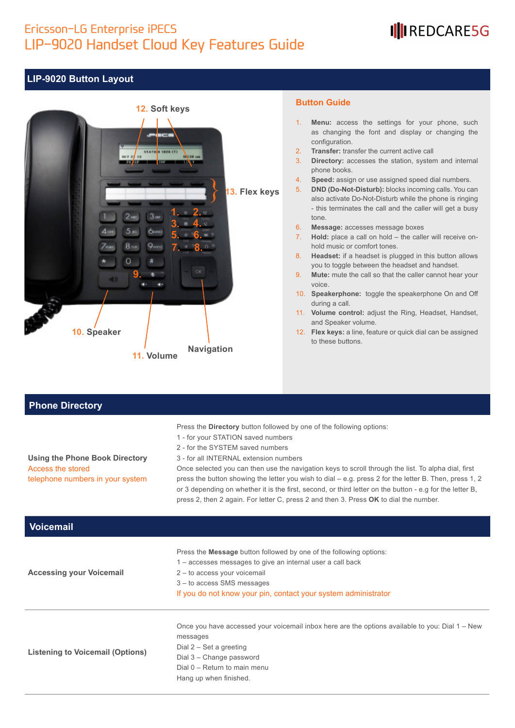# Ericsson-LG Enterprise iPECS

# LIP-9020 Handset Cloud Key Features Guide

REDCARE5G

## LIP-9020 Button Layout

12. Soft keys

13. Flex keys

1. 2. 3. 4. 5. 6. 7. 8. 9.

10. Speaker

11. Volume

Navigation

### Button Guide

1. **Menu:** access the settings for your phone, such as changing the font and display or changing the configuration.
2. **Transfer:** transfer the current active call
3. **Directory:** accesses the station, system and internal phone books.
4. **Speed:** assign or use assigned speed dial numbers.
5. **DND (Do-Not-Disturb):** blocks incoming calls. You can also activate Do-Not-Disturb while the phone is ringing - this terminates the call and the caller will get a busy tone.
6. **Message:** accesses message boxes
7. **Hold:** place a call on hold – the caller will receive on-hold music or comfort tones.
8. **Headset:** if a headset is plugged in this button allows you to toggle between the headset and handset.
9. **Mute:** mute the call so that the caller cannot hear your voice.
10. **Speakerphone:** toggle the speakerphone On and Off during a call.
11. **Volume control:** adjust the Ring, Headset, Handset, and Speaker volume.
12. **Flex keys:** a line, feature or quick dial can be assigned to these buttons.

## Phone Directory

**Using the Phone Book Directory**
Access the stored telephone numbers in your system

Press the **Directory** button followed by one of the following options:
1 - for your STATION saved numbers
2 - for the SYSTEM saved numbers
3 - for all INTERNAL extension numbers
Once selected you can then use the navigation keys to scroll through the list. To alpha dial, first press the button showing the letter you wish to dial – e.g. press 2 for the letter B. Then, press 1, 2 or 3 depending on whether it is the first, second, or third letter on the button - e.g for the letter B, press 2, then 2 again. For letter C, press 2 and then 3. Press **OK** to dial the number.

## Voicemail

**Accessing your Voicemail**

Press the **Message** button followed by one of the following options:
1 – accesses messages to give an internal user a call back
2 – to access your voicemail
3 – to access SMS messages
If you do not know your pin, contact your system administrator

**Listening to Voicemail (Options)**

Once you have accessed your voicemail inbox here are the options available to you: Dial 1 – New messages
Dial 2 – Set a greeting
Dial 3 – Change password
Dial 0 – Return to main menu
Hang up when finished.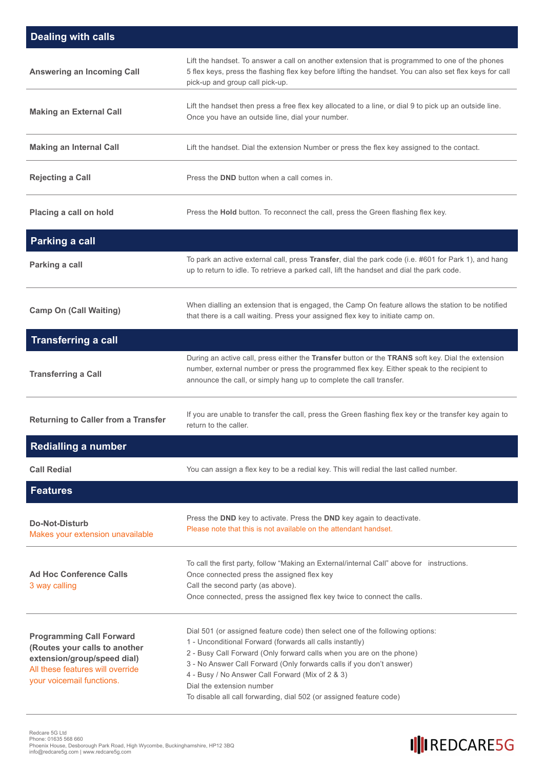## Dealing with calls

| | |
|---|---|
| **Answering an Incoming Call** | Lift the handset. To answer a call on another extension that is programmed to one of the phones 5 flex keys, press the flashing flex key before lifting the handset. You can also set flex keys for call pick-up and group call pick-up. |
| **Making an External Call** | Lift the handset then press a free flex key allocated to a line, or dial 9 to pick up an outside line. Once you have an outside line, dial your number. |
| **Making an Internal Call** | Lift the handset. Dial the extension Number or press the flex key assigned to the contact. |
| **Rejecting a Call** | Press the **DND** button when a call comes in. |
| **Placing a call on hold** | Press the **Hold** button. To reconnect the call, press the Green flashing flex key. |

## Parking a call

| | |
|---|---|
| **Parking a call** | To park an active external call, press **Transfer**, dial the park code (i.e. #601 for Park 1), and hang up to return to idle. To retrieve a parked call, lift the handset and dial the park code. |
| **Camp On (Call Waiting)** | When dialling an extension that is engaged, the Camp On feature allows the station to be notified that there is a call waiting. Press your assigned flex key to initiate camp on. |

## Transferring a call

| | |
|---|---|
| **Transferring a Call** | During an active call, press either the **Transfer** button or the **TRANS** soft key. Dial the extension number, external number or press the programmed flex key. Either speak to the recipient to announce the call, or simply hang up to complete the call transfer. |
| **Returning to Caller from a Transfer** | If you are unable to transfer the call, press the Green flashing flex key or the transfer key again to return to the caller. |

## Redialling a number

| | |
|---|---|
| **Call Redial** | You can assign a flex key to be a redial key. This will redial the last called number. |

## Features

| | |
|---|---|
| **Do-Not-Disturb**<br>Makes your extension unavailable | Press the **DND** key to activate. Press the **DND** key again to deactivate.<br>Please note that this is not available on the attendant handset. |
| **Ad Hoc Conference Calls**<br>3 way calling | To call the first party, follow "Making an External/internal Call" above for instructions.<br>Once connected press the assigned flex key<br>Call the second party (as above).<br>Once connected, press the assigned flex key twice to connect the calls. |
| **Programming Call Forward (Routes your calls to another extension/group/speed dial)**<br>All these features will override your voicemail functions. | Dial 501 (or assigned feature code) then select one of the following options:<br>1 - Unconditional Forward (forwards all calls instantly)<br>2 - Busy Call Forward (Only forward calls when you are on the phone)<br>3 - No Answer Call Forward (Only forwards calls if you don't answer)<br>4 - Busy / No Answer Call Forward (Mix of 2 & 3)<br>Dial the extension number<br>To disable all call forwarding, dial 502 (or assigned feature code) |

Redcare 5G Ltd
Phone: 01635 568 660
Phoenix House, Desborough Park Road, High Wycombe, Buckinghamshire, HP12 3BQ
info@redcare5g.com | www.redcare5g.com

REDCARE5G